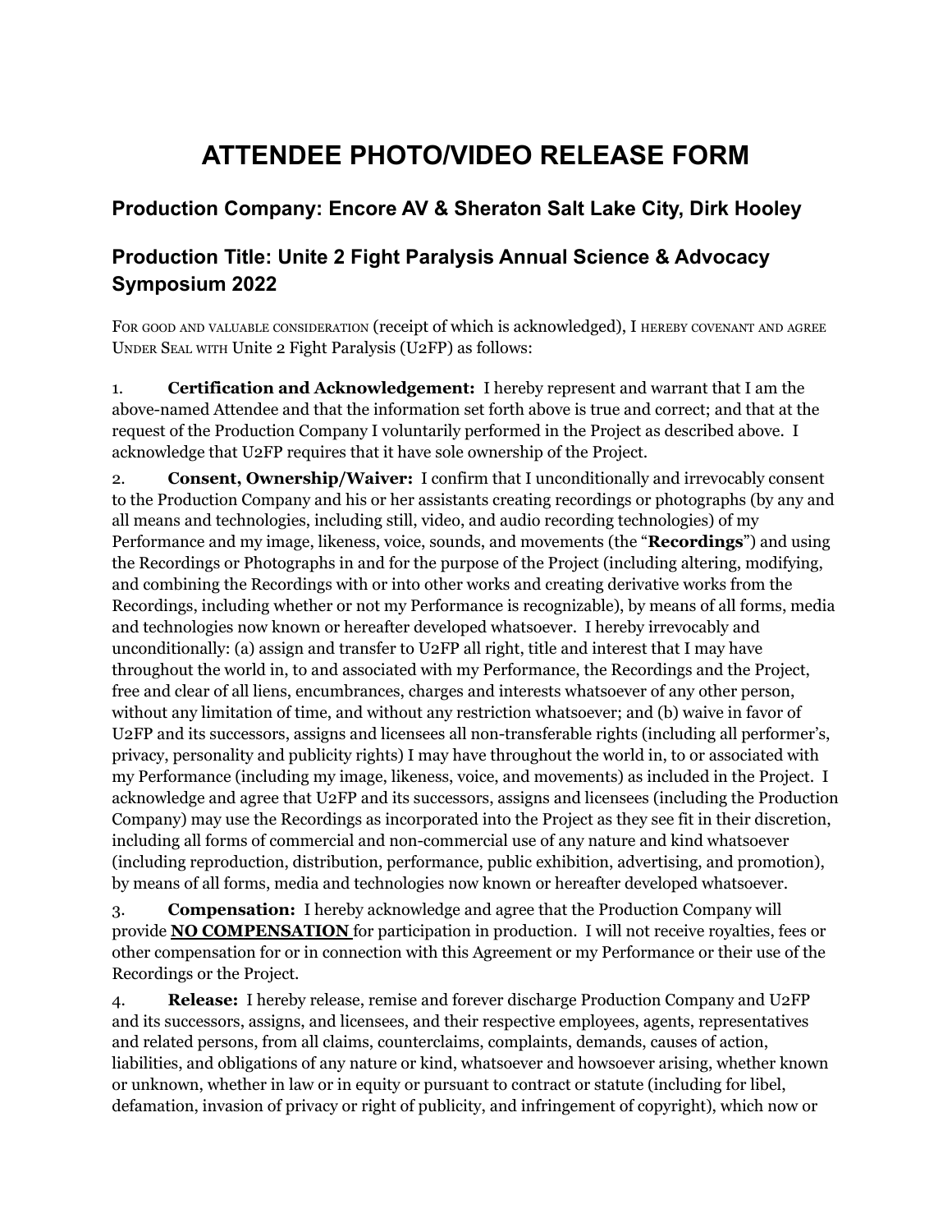# ATTENDEE PHOTO/VIDEO RELEASE FORM

## Production Company: Encore AV & Sheraton Salt Lake City, Dirk Hooley

## Production Title: Unite 2 Fight Paralysis Annual Science & Advocacy Symposium 2022

For good and valuable consideration (receipt of which is acknowledged), I hereby covenant and agree Under Seal with Unite 2 Fight Paralysis (U2FP) as follows:

1. **Certification and Acknowledgement:** I hereby represent and warrant that I am the above-named Attendee and that the information set forth above is true and correct; and that at the request of the Production Company I voluntarily performed in the Project as described above. I acknowledge that U2FP requires that it have sole ownership of the Project.

2. **Consent, Ownership/Waiver:** I confirm that I unconditionally and irrevocably consent to the Production Company and his or her assistants creating recordings or photographs (by any and all means and technologies, including still, video, and audio recording technologies) of my Performance and my image, likeness, voice, sounds, and movements (the "**Recordings**") and using the Recordings or Photographs in and for the purpose of the Project (including altering, modifying, and combining the Recordings with or into other works and creating derivative works from the Recordings, including whether or not my Performance is recognizable), by means of all forms, media and technologies now known or hereafter developed whatsoever. I hereby irrevocably and unconditionally: (a) assign and transfer to U2FP all right, title and interest that I may have throughout the world in, to and associated with my Performance, the Recordings and the Project, free and clear of all liens, encumbrances, charges and interests whatsoever of any other person, without any limitation of time, and without any restriction whatsoever; and (b) waive in favor of U2FP and its successors, assigns and licensees all non-transferable rights (including all performer's, privacy, personality and publicity rights) I may have throughout the world in, to or associated with my Performance (including my image, likeness, voice, and movements) as included in the Project. I acknowledge and agree that U2FP and its successors, assigns and licensees (including the Production Company) may use the Recordings as incorporated into the Project as they see fit in their discretion, including all forms of commercial and non-commercial use of any nature and kind whatsoever (including reproduction, distribution, performance, public exhibition, advertising, and promotion), by means of all forms, media and technologies now known or hereafter developed whatsoever.

3. **Compensation:** I hereby acknowledge and agree that the Production Company will provide **NO COMPENSATION** for participation in production. I will not receive royalties, fees or other compensation for or in connection with this Agreement or my Performance or their use of the Recordings or the Project.

4. **Release:** I hereby release, remise and forever discharge Production Company and U2FP and its successors, assigns, and licensees, and their respective employees, agents, representatives and related persons, from all claims, counterclaims, complaints, demands, causes of action, liabilities, and obligations of any nature or kind, whatsoever and howsoever arising, whether known or unknown, whether in law or in equity or pursuant to contract or statute (including for libel, defamation, invasion of privacy or right of publicity, and infringement of copyright), which now or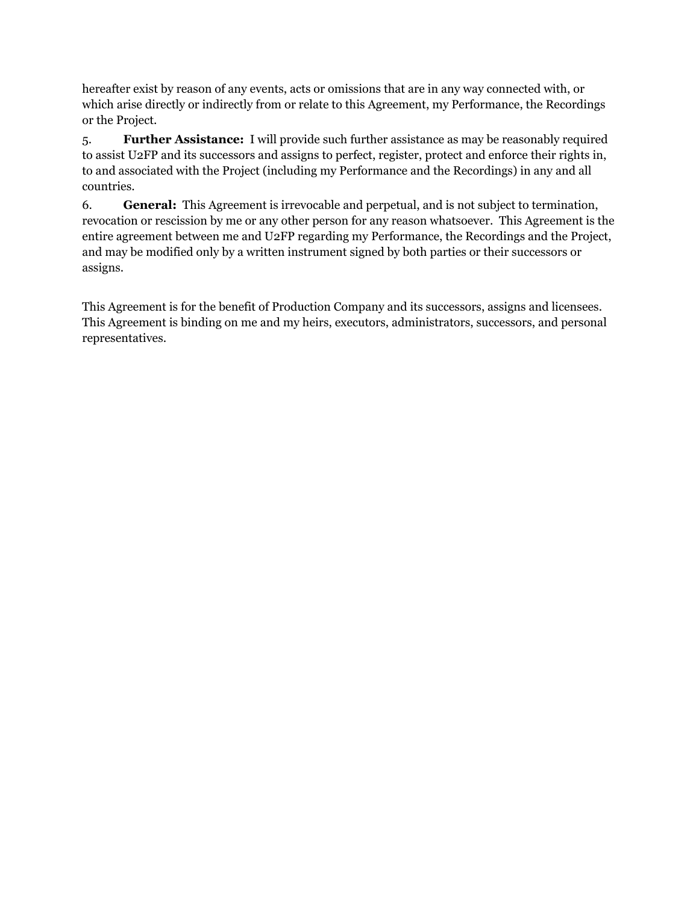hereafter exist by reason of any events, acts or omissions that are in any way connected with, or which arise directly or indirectly from or relate to this Agreement, my Performance, the Recordings or the Project.

5. **Further Assistance:** I will provide such further assistance as may be reasonably required to assist U2FP and its successors and assigns to perfect, register, protect and enforce their rights in, to and associated with the Project (including my Performance and the Recordings) in any and all countries.

6. **General:** This Agreement is irrevocable and perpetual, and is not subject to termination, revocation or rescission by me or any other person for any reason whatsoever. This Agreement is the entire agreement between me and U2FP regarding my Performance, the Recordings and the Project, and may be modified only by a written instrument signed by both parties or their successors or assigns.

This Agreement is for the benefit of Production Company and its successors, assigns and licensees. This Agreement is binding on me and my heirs, executors, administrators, successors, and personal representatives.